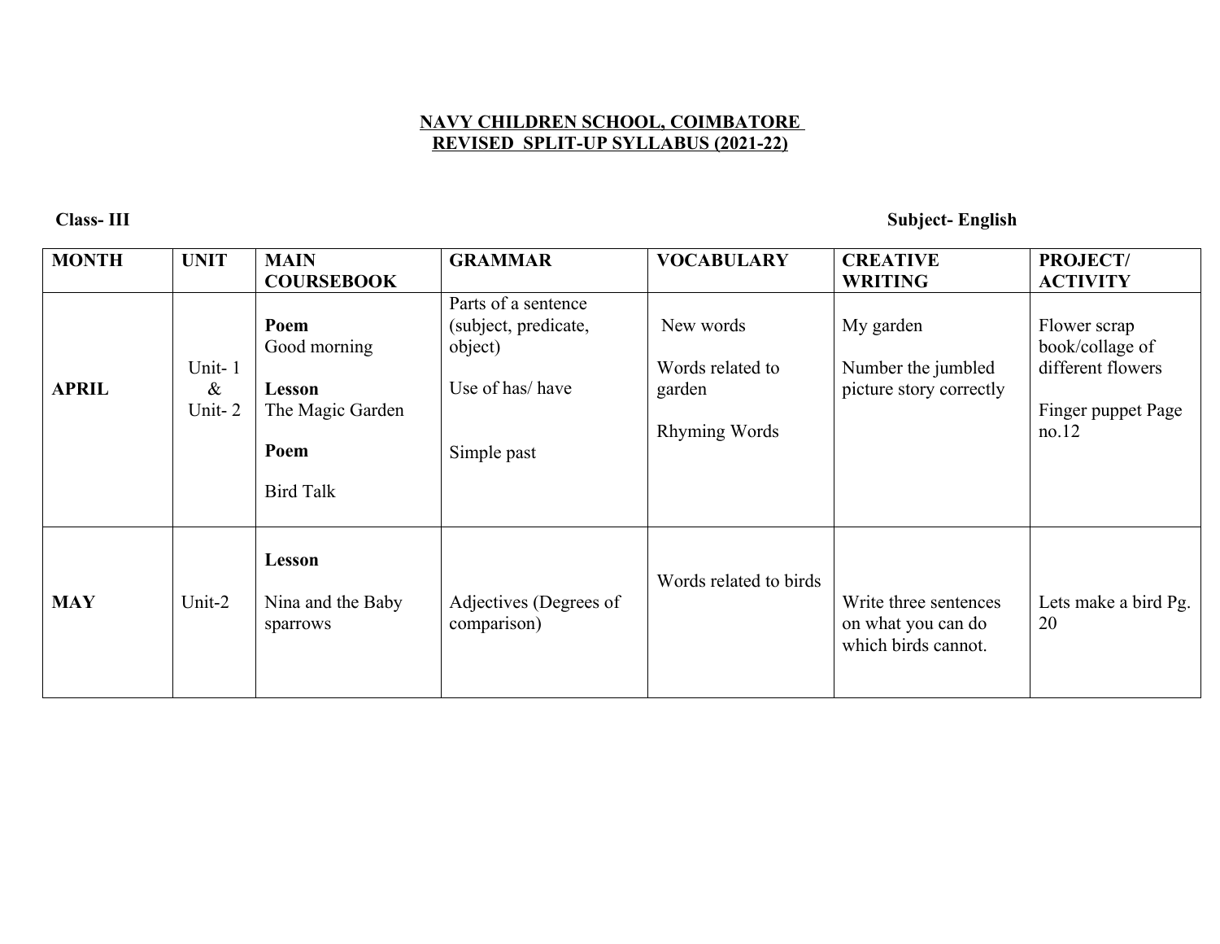# NAVY CHILDREN SCHOOL, COIMBATORE

## REVISED SPLIT-UP SYLLABUS (2021-22)

**Class- III** **Subject- English**

| MONTH | UNIT | MAIN COURSEBOOK | GRAMMAR | VOCABULARY | CREATIVE WRITING | PROJECT/ ACTIVITY |
|---|---|---|---|---|---|---|
| **APRIL** | Unit- 1 & Unit- 2 | **Poem** Good morning<br><br>**Lesson** The Magic Garden<br><br>**Poem**<br><br>Bird Talk | Parts of a sentence (subject, predicate, object)<br><br>Use of has/ have<br><br>Simple past | New words<br><br>Words related to garden<br><br>Rhyming Words | My garden<br><br>Number the jumbled picture story correctly | Flower scrap book/collage of different flowers<br><br>Finger puppet Page no.12 |
| **MAY** | Unit-2 | **Lesson**<br><br>Nina and the Baby sparrows | Adjectives (Degrees of comparison) | Words related to birds | Write three sentences on what you can do which birds cannot. | Lets make a bird Pg. 20 |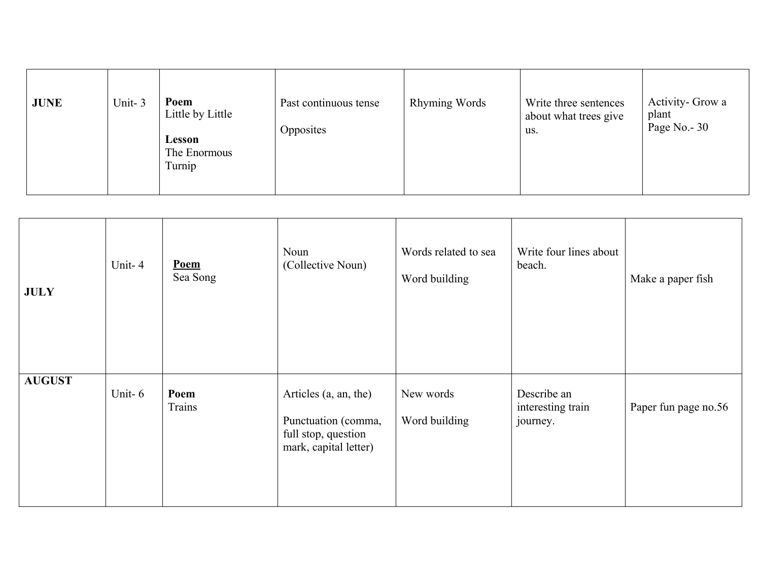| | | | | | | |
|---|---|---|---|---|---|---|
| **JUNE** | Unit- 3 | **Poem** Little by Little<br><br>**Lesson** The Enormous Turnip | Past continuous tense<br><br>Opposites | Rhyming Words | Write three sentences about what trees give us. | Activity- Grow a plant<br>Page No.- 30 |

| | | | | | | |
|---|---|---|---|---|---|---|
| **JULY** | Unit- 4 | **<u>Poem</u>** Sea Song | Noun<br>(Collective Noun) | Words related to sea<br><br>Word building | Write four lines about beach. | Make a paper fish |
| **AUGUST** | Unit- 6 | **Poem** Trains | Articles (a, an, the)<br><br>Punctuation (comma, full stop, question mark, capital letter) | New words<br><br>Word building | Describe an interesting train journey. | Paper fun page no.56 |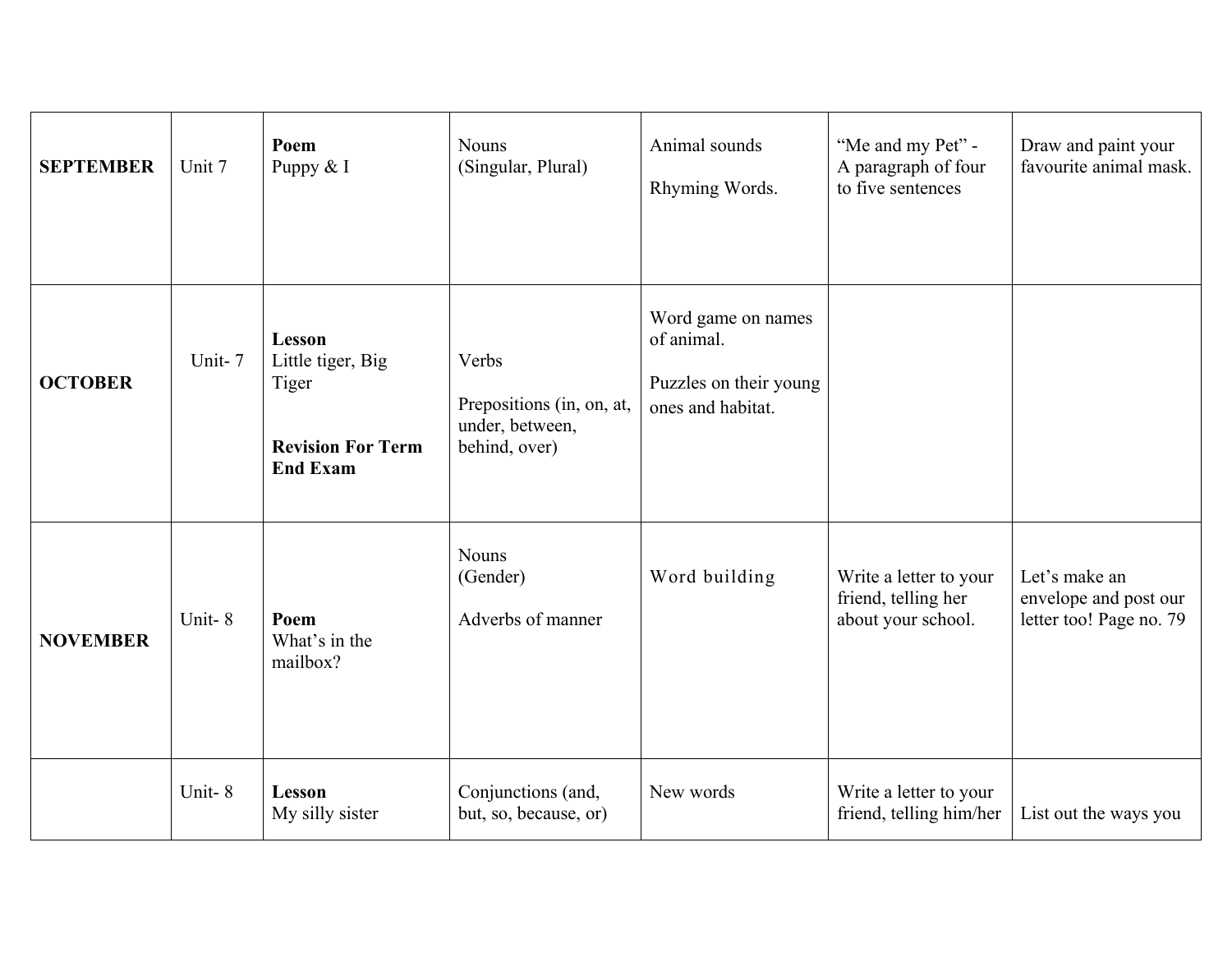| | | | | | | |
|---|---|---|---|---|---|---|
| **SEPTEMBER** | Unit 7 | **Poem**<br>Puppy & I | Nouns<br>(Singular, Plural) | Animal sounds<br><br>Rhyming Words. | "Me and my Pet" - A paragraph of four to five sentences | Draw and paint your favourite animal mask. |
| **OCTOBER** | Unit- 7 | **Lesson**<br>Little tiger, Big Tiger<br><br>**Revision For Term End Exam** | Verbs<br><br>Prepositions (in, on, at, under, between, behind, over) | Word game on names of animal.<br><br>Puzzles on their young ones and habitat. | | |
| **NOVEMBER** | Unit- 8 | **Poem**<br>What's in the mailbox? | Nouns<br>(Gender)<br><br>Adverbs of manner | Word building | Write a letter to your friend, telling her about your school. | Let's make an envelope and post our letter too! Page no. 79 |
| | Unit- 8 | **Lesson**<br>My silly sister | Conjunctions (and, but, so, because, or) | New words | Write a letter to your friend, telling him/her | List out the ways you |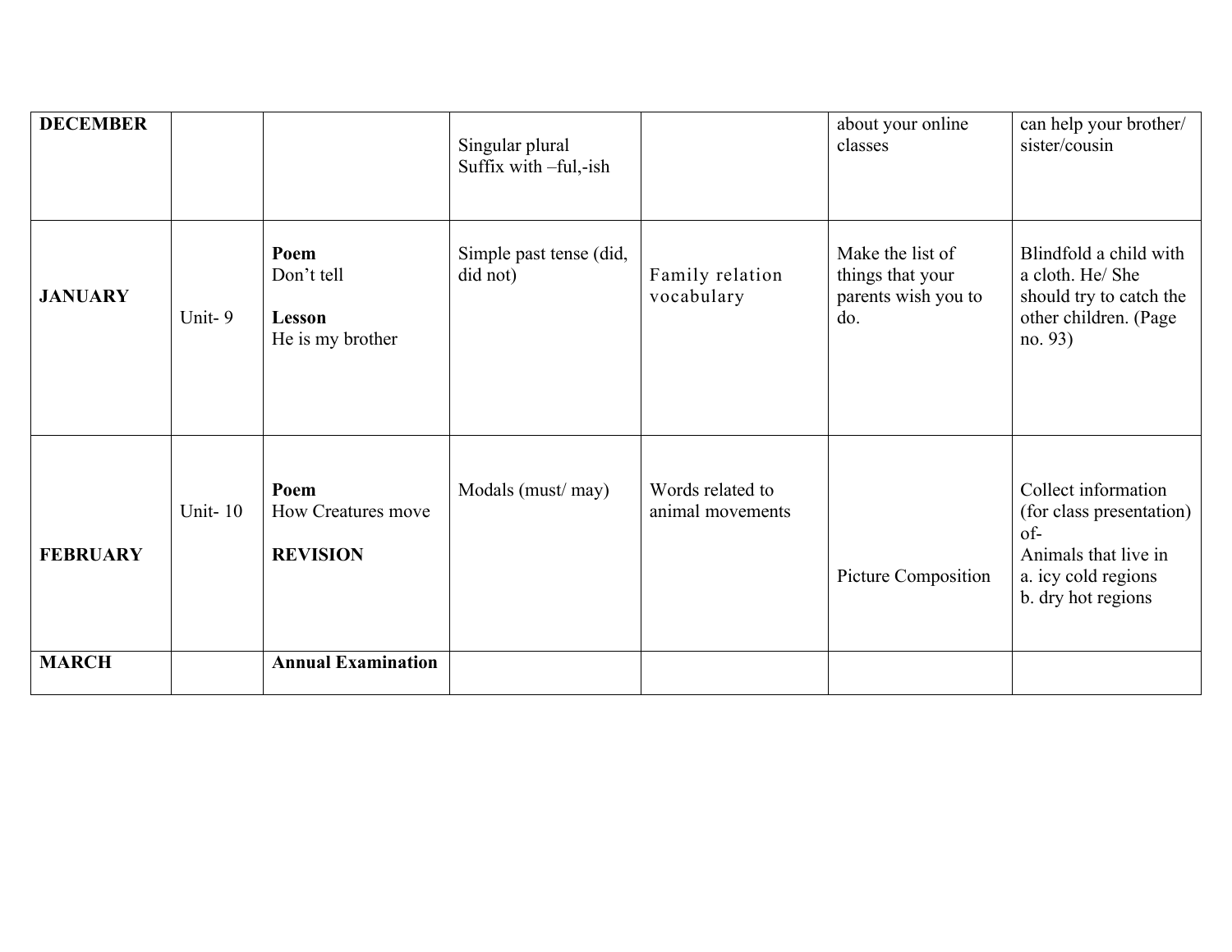| | | | | | | |
|---|---|---|---|---|---|---|
| **DECEMBER** | | | Singular plural<br>Suffix with –ful,-ish | | about your online classes | can help your brother/ sister/cousin |
| **JANUARY** | Unit- 9 | **Poem**<br>Don't tell<br><br>**Lesson**<br>He is my brother | Simple past tense (did, did not) | Family relation vocabulary | Make the list of things that your parents wish you to do. | Blindfold a child with a cloth. He/ She should try to catch the other children. (Page no. 93) |
| **FEBRUARY** | Unit- 10 | **Poem**<br>How Creatures move<br><br>**REVISION** | Modals (must/ may) | Words related to animal movements | Picture Composition | Collect information (for class presentation) of-<br>Animals that live in<br>a. icy cold regions<br>b. dry hot regions |
| **MARCH** | | **Annual Examination** | | | | |